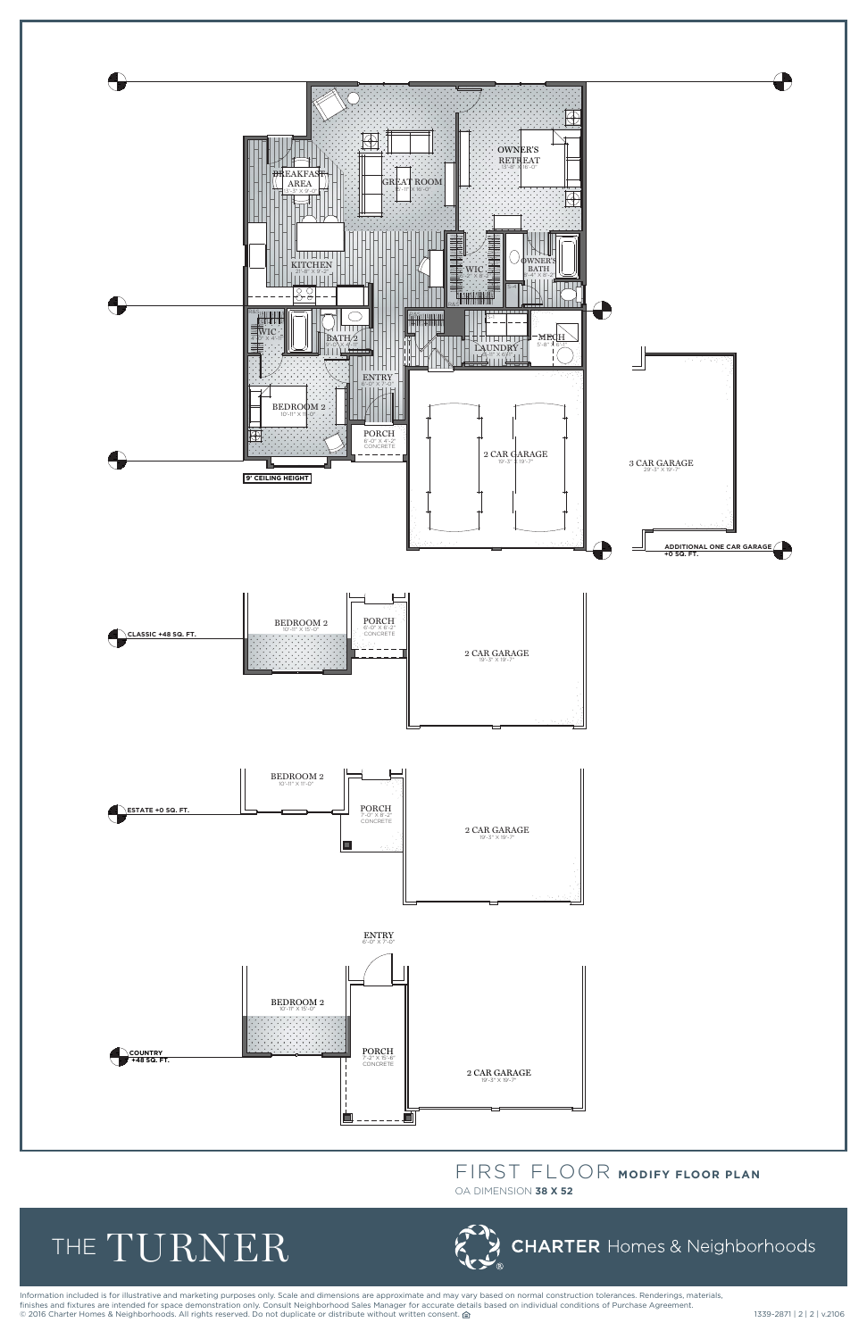OWNER'S RETREAT
13'-8" X 16'-0"

BREAKFAST AREA
11'-3" X 9'-0"

GREAT ROOM
17'-11" X 16'-0"

KITCHEN
21'-8" X 9'-2"

WIC

OWNER'S BATH
9'-4" X 8'-2"

WIC

BATH 2
8'-0" X 4'-11"

LAUNDRY
9'-11" X 6'-7"

MECH
5'-8" X 6'-11"

ENTRY
6'-0" X 7'-0"

BEDROOM 2
10'-11" X 11'-0"

PORCH
6'-0" X 4'-2"
CONCRETE

2 CAR GARAGE
19'-3" X 19'-7"

3 CAR GARAGE
29'-3" X 19'-7"

ADDITIONAL ONE CAR GARAGE +0 SQ. FT.

9' CEILING HEIGHT

CLASSIC +48 SQ. FT.

BEDROOM 2
10'-11" X 15'-0"

PORCH
6'-0" X 6'-2"
CONCRETE

2 CAR GARAGE
19'-3" X 19'-7"

ESTATE +0 SQ. FT.

BEDROOM 2
10'-11" X 11'-0"

PORCH
7'-0" X 8'-2"
CONCRETE

2 CAR GARAGE
19'-3" X 19'-7"

ENTRY
6'-0" X 7'-0"

COUNTRY +48 SQ. FT.

BEDROOM 2
10'-11" X 15'-0"

PORCH
7'-2" X 15'-6"
CONCRETE

2 CAR GARAGE
19'-3" X 19'-7"

# FIRST FLOOR **MODIFY FLOOR PLAN**

OA DIMENSION **38 X 52**

# THE TURNER

**CHARTER** Homes & Neighborhoods

Information included is for illustrative and marketing purposes only. Scale and dimensions are approximate and may vary based on normal construction tolerances. Renderings, materials, finishes and fixtures are intended for space demonstration only. Consult Neighborhood Sales Manager for accurate details based on individual conditions of Purchase Agreement.
© 2016 Charter Homes & Neighborhoods. All rights reserved. Do not duplicate or distribute without written consent.

1339-2871 | 2 | 2 | v.2106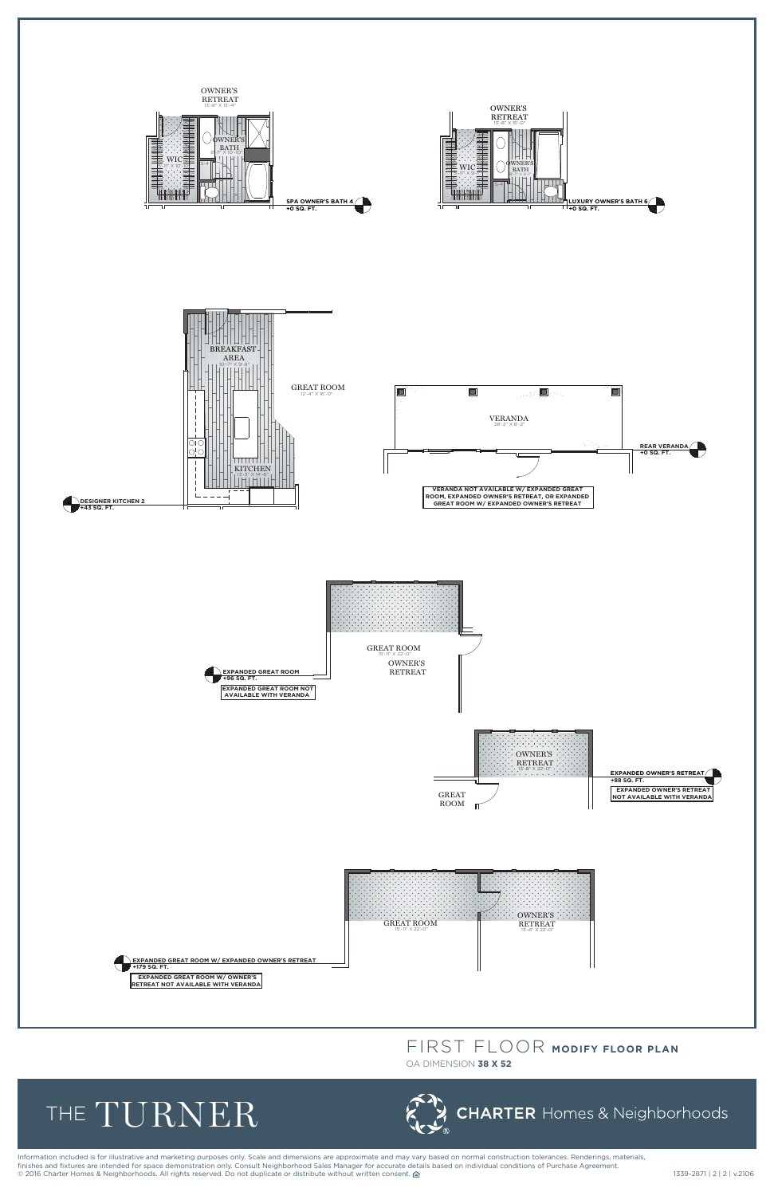OWNER'S RETREAT
13'-8" X 13'-4"

WIC
5'-8" X 16'

OWNER'S BATH
8'-7" X 10'-10"

**SPA OWNER'S BATH 4**
**+0 SQ. FT.**

OWNER'S RETREAT
13'-8" X 15'-0"

WIC

OWNER'S BATH

**LUXURY OWNER'S BATH 6**
**+0 SQ. FT.**

BREAKFAST AREA
10'-7" X 9'-8"

GREAT ROOM
12'-4" X 16'-0"

KITCHEN
12'-3" X 14'-6"

**DESIGNER KITCHEN 2**
**+43 SQ. FT.**

VERANDA
28'-2" X 8'-2"

**REAR VERANDA**
**+0 SQ. FT.**

**VERANDA NOT AVAILABLE W/ EXPANDED GREAT ROOM, EXPANDED OWNER'S RETREAT, OR EXPANDED GREAT ROOM W/ EXPANDED OWNER'S RETREAT**

GREAT ROOM
15'-11" X 22'-0"

OWNER'S RETREAT

**EXPANDED GREAT ROOM**
**+96 SQ. FT.**

**EXPANDED GREAT ROOM NOT AVAILABLE WITH VERANDA**

OWNER'S RETREAT
13'-8" X 22'-0"

GREAT ROOM

**EXPANDED OWNER'S RETREAT**
**+88 SQ. FT.**

**EXPANDED OWNER'S RETREAT NOT AVAILABLE WITH VERANDA**

GREAT ROOM
15'-11" X 22'-0"

OWNER'S RETREAT
13'-8" X 22'-0"

**EXPANDED GREAT ROOM W/ EXPANDED OWNER'S RETREAT**
**+179 SQ. FT.**

**EXPANDED GREAT ROOM W/ OWNER'S RETREAT NOT AVAILABLE WITH VERANDA**

# FIRST FLOOR **MODIFY FLOOR PLAN**

OA DIMENSION **38 X 52**

# THE TURNER

**CHARTER** Homes & Neighborhoods

Information included is for illustrative and marketing purposes only. Scale and dimensions are approximate and may vary based on normal construction tolerances. Renderings, materials, finishes and fixtures are intended for space demonstration only. Consult Neighborhood Sales Manager for accurate details based on individual conditions of Purchase Agreement.
© 2016 Charter Homes & Neighborhoods. All rights reserved. Do not duplicate or distribute without written consent.

1339-2871 | 2 | 2 | v.2106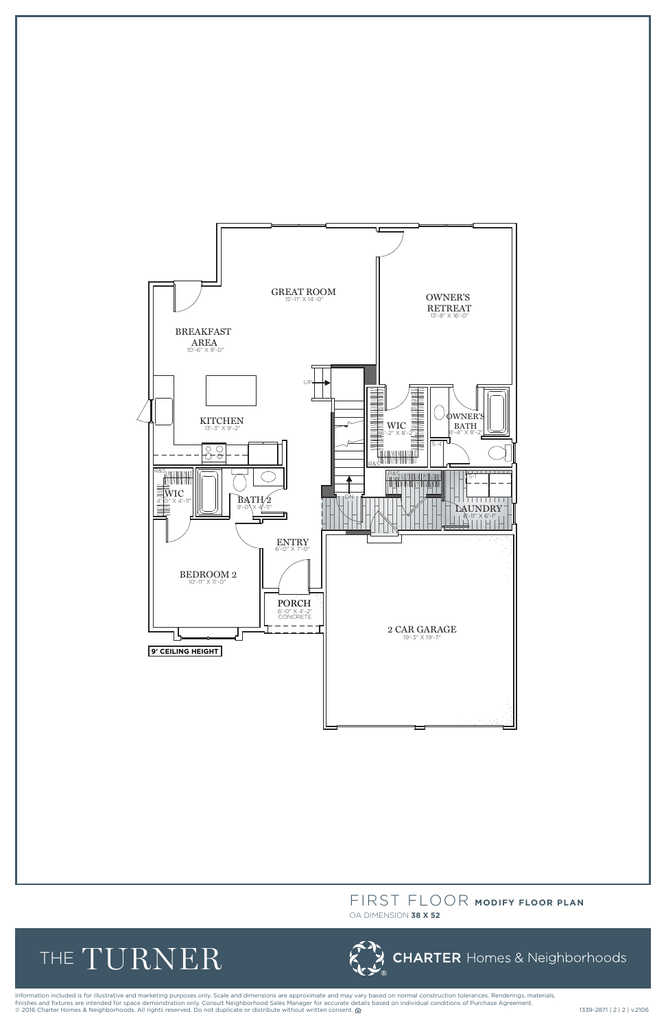GREAT ROOM
15'-11" X 14'-0"

OWNER'S RETREAT
13'-8" X 16'-0"

BREAKFAST AREA
10'-6" X 9'-0"

UP

KITCHEN
13'-3" X 9'-2"

WIC
8'-2" X 8'-2"

OWNER'S BATH
8'-4" X 8'-2"

S-4

R&S

R&S

S-1

R&S

WIC
4'-0" X 4'-11"

BATH 2
9'-0" X 4'-11"

DN

LAUNDRY
8'-11" X 6'-1"

ENTRY
6'-0" X 7'-0"

BEDROOM 2
10'-11" X 11'-0"

PORCH
6'-0" X 4'-2"
CONCRETE

2 CAR GARAGE
19'-3" X 19'-7"

**9' CEILING HEIGHT**

# FIRST FLOOR **MODIFY FLOOR PLAN**

OA DIMENSION **38 X 52**

## THE TURNER

**CHARTER** Homes & Neighborhoods

Information included is for illustrative and marketing purposes only. Scale and dimensions are approximate and may vary based on normal construction tolerances. Renderings, materials, finishes and fixtures are intended for space demonstration only. Consult Neighborhood Sales Manager for accurate details based on individual conditions of Purchase Agreement.
© 2016 Charter Homes & Neighborhoods. All rights reserved. Do not duplicate or distribute without written consent.

1339-2871 | 2 | 2 | v.2106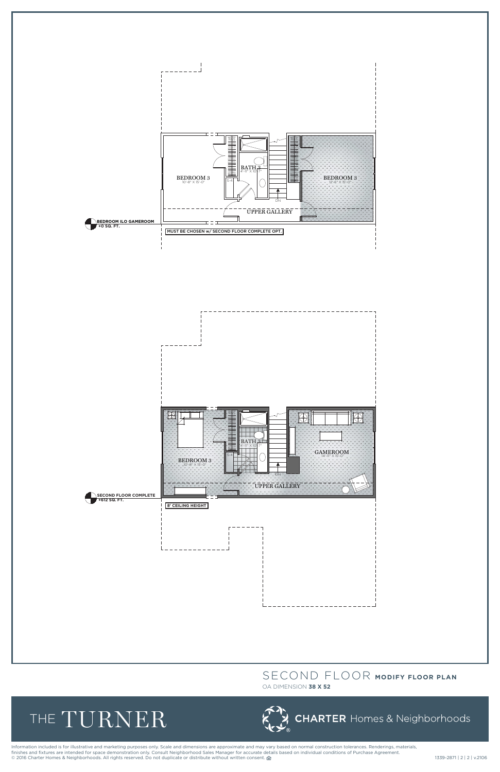BEDROOM 3
10'-8" X 15'-0"

BATH 3
4'-11" X 10'-7"

BEDROOM 3
12'-6" X 15'-0"

UPPER GALLERY

DN

**BEDROOM ILO GAMEROOM**
**+0 SQ. FT.**

**MUST BE CHOSEN w/ SECOND FLOOR COMPLETE OPT.**

BEDROOM 3
10'-8" X 15'-0"

BATH 3
4'-11" X 10'-7"

GAMEROOM
14'-11" X 15'-0"

UPPER GALLERY

DN

**SECOND FLOOR COMPLETE**
**+612 SQ. FT.**

**8' CEILING HEIGHT**

SECOND FLOOR **MODIFY FLOOR PLAN**

OA DIMENSION **38 X 52**

THE TURNER

**CHARTER** Homes & Neighborhoods

Information included is for illustrative and marketing purposes only. Scale and dimensions are approximate and may vary based on normal construction tolerances. Renderings, materials, finishes and fixtures are intended for space demonstration only. Consult Neighborhood Sales Manager for accurate details based on individual conditions of Purchase Agreement.
© 2016 Charter Homes & Neighborhoods. All rights reserved. Do not duplicate or distribute without written consent.

1339-2871 | 2 | 2 | v.2106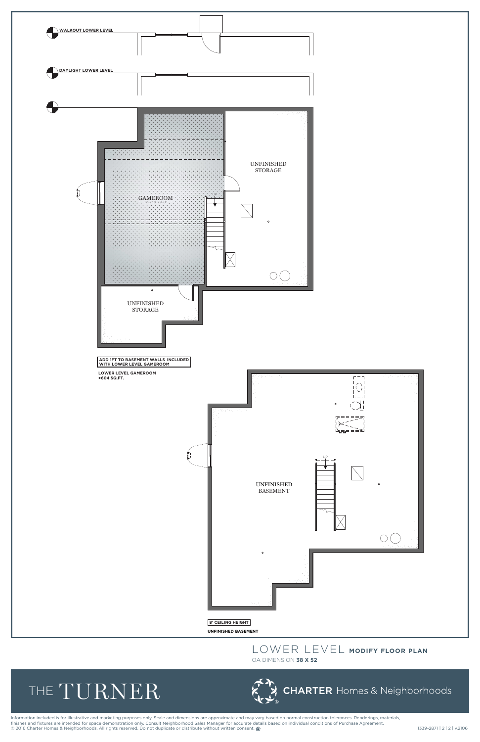WALKOUT LOWER LEVEL

DAYLIGHT LOWER LEVEL

GAMEROOM
17'-7" X 29'-8"

UNFINISHED STORAGE

UNFINISHED STORAGE

UP

**ADD 1FT TO BASEMENT WALLS INCLUDED WITH LOWER LEVEL GAMEROOM**

**LOWER LEVEL GAMEROOM +604 SQ.FT.**

UNFINISHED BASEMENT

UP

**8' CEILING HEIGHT**

**UNFINISHED BASEMENT**

# LOWER LEVEL **MODIFY FLOOR PLAN**

OA DIMENSION **38 X 52**

THE TURNER

**CHARTER** Homes & Neighborhoods

Information included is for illustrative and marketing purposes only. Scale and dimensions are approximate and may vary based on normal construction tolerances. Renderings, materials, finishes and fixtures are intended for space demonstration only. Consult Neighborhood Sales Manager for accurate details based on individual conditions of Purchase Agreement.
© 2016 Charter Homes & Neighborhoods. All rights reserved. Do not duplicate or distribute without written consent.

1339-2871 | 2 | 2 | v.2106